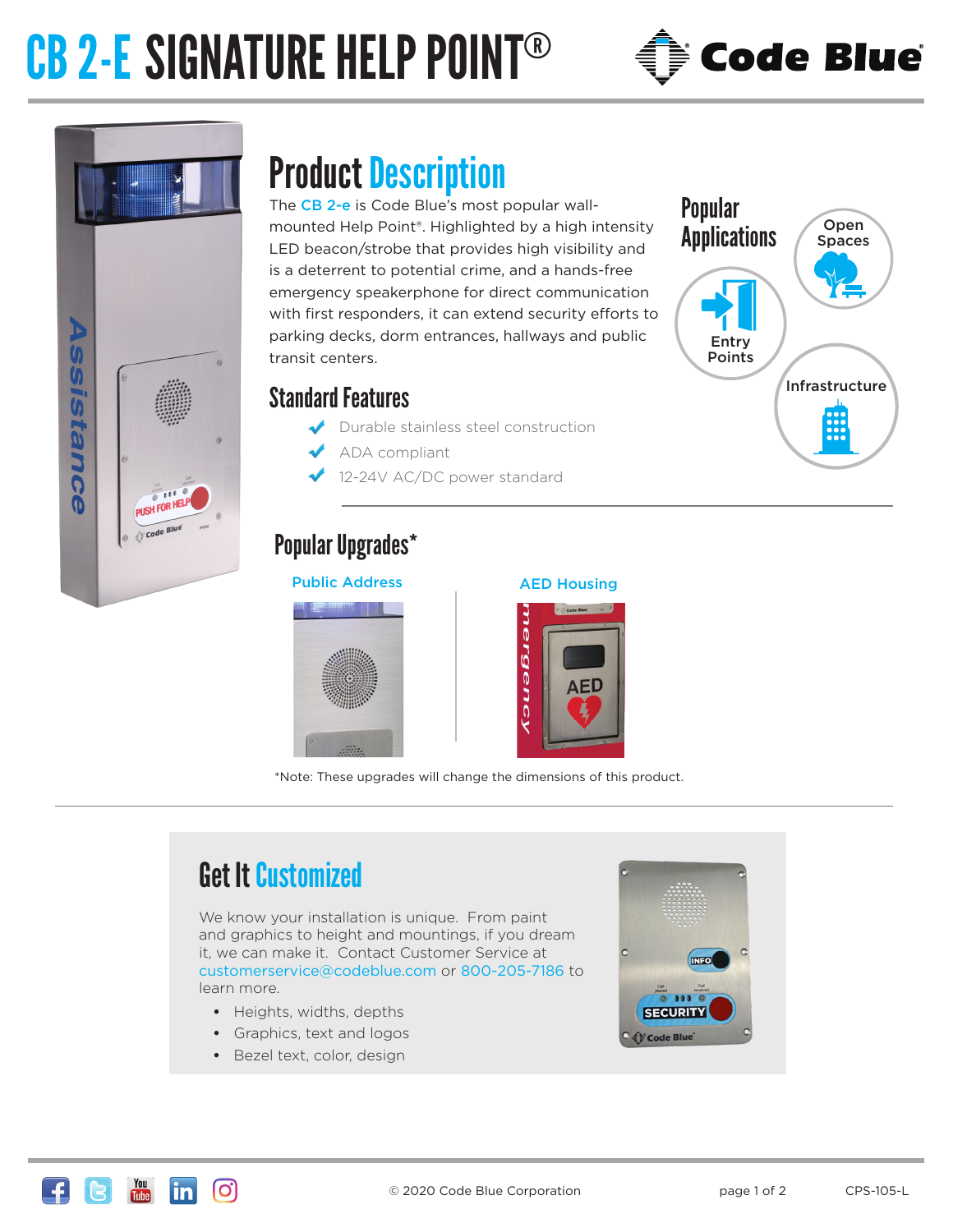# CB 2-E SIGNATURE HELP POINT®

## Product Description

The CB 2-e is Code Blue's most popular wall-mounted Help Point®. Highlighted by a high intensity LED beacon/strobe that provides high visibility and is a deterrent to potential crime, and a hands-free emergency speakerphone for direct communication with first responders, it can extend security efforts to parking decks, dorm entrances, hallways and public transit centers.

## Popular Applications

- Open Spaces
- Entry Points
- Infrastructure

## Standard Features

- Durable stainless steel construction
- ADA compliant
- 12-24V AC/DC power standard

## Popular Upgrades*

- Public Address
- AED Housing

*Note: These upgrades will change the dimensions of this product.

## Get It Customized

We know your installation is unique. From paint and graphics to height and mountings, if you dream it, we can make it. Contact Customer Service at customerservice@codeblue.com or 800-205-7186 to learn more.

- Heights, widths, depths
- Graphics, text and logos
- Bezel text, color, design

© 2020 Code Blue Corporation

CPS-105-L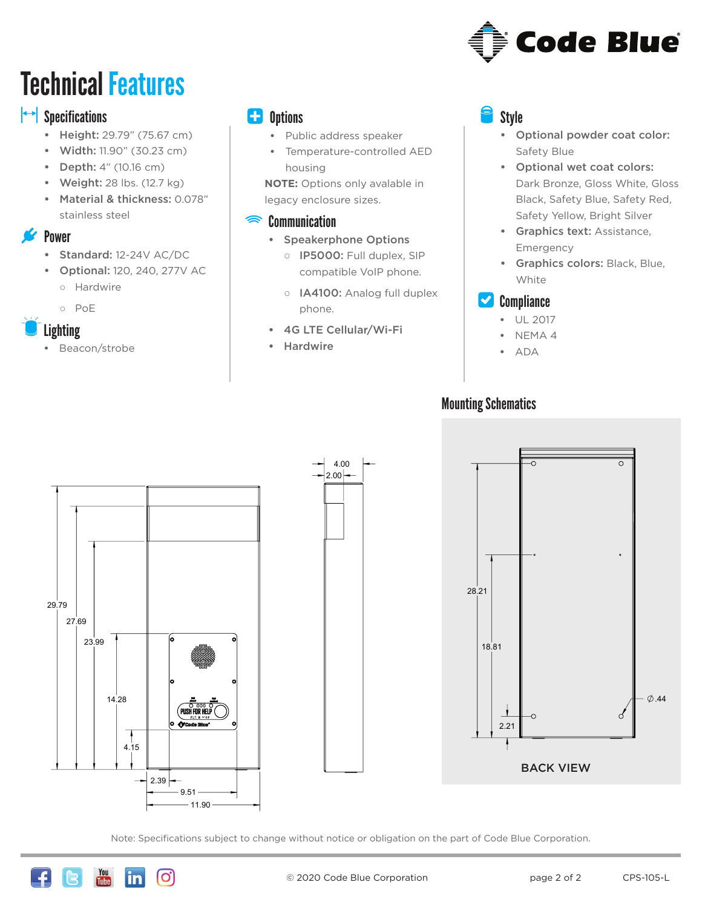# Technical Features

## Specifications

- **Height:** 29.79" (75.67 cm)
- **Width:** 11.90" (30.23 cm)
- **Depth:** 4" (10.16 cm)
- **Weight:** 28 lbs. (12.7 kg)
- **Material & thickness:** 0.078" stainless steel

## Power

- **Standard:** 12-24V AC/DC
- **Optional:** 120, 240, 277V AC
  - Hardwire
  - PoE

## Lighting

- Beacon/strobe

## Options

- Public address speaker
- Temperature-controlled AED housing

**NOTE:** Options only avalable in legacy enclosure sizes.

## Communication

- **Speakerphone Options**
  - **IP5000:** Full duplex, SIP compatible VoIP phone.
  - **IA4100:** Analog full duplex phone.
- **4G LTE Cellular/Wi-Fi**
- **Hardwire**

## Style

- **Optional powder coat color:** Safety Blue
- **Optional wet coat colors:** Dark Bronze, Gloss White, Gloss Black, Safety Blue, Safety Red, Safety Yellow, Bright Silver
- **Graphics text:** Assistance, Emergency
- **Graphics colors:** Black, Blue, White

## Compliance

- UL 2017
- NEMA 4
- ADA

## Mounting Schematics

29.79
27.69
23.99
14.28
4.15
2.39
9.51
11.90

4.00
2.00

28.21
18.81
2.21
Ø.44

BACK VIEW

Note: Specifications subject to change without notice or obligation on the part of Code Blue Corporation.

© 2020 Code Blue Corporation

CPS-105-L